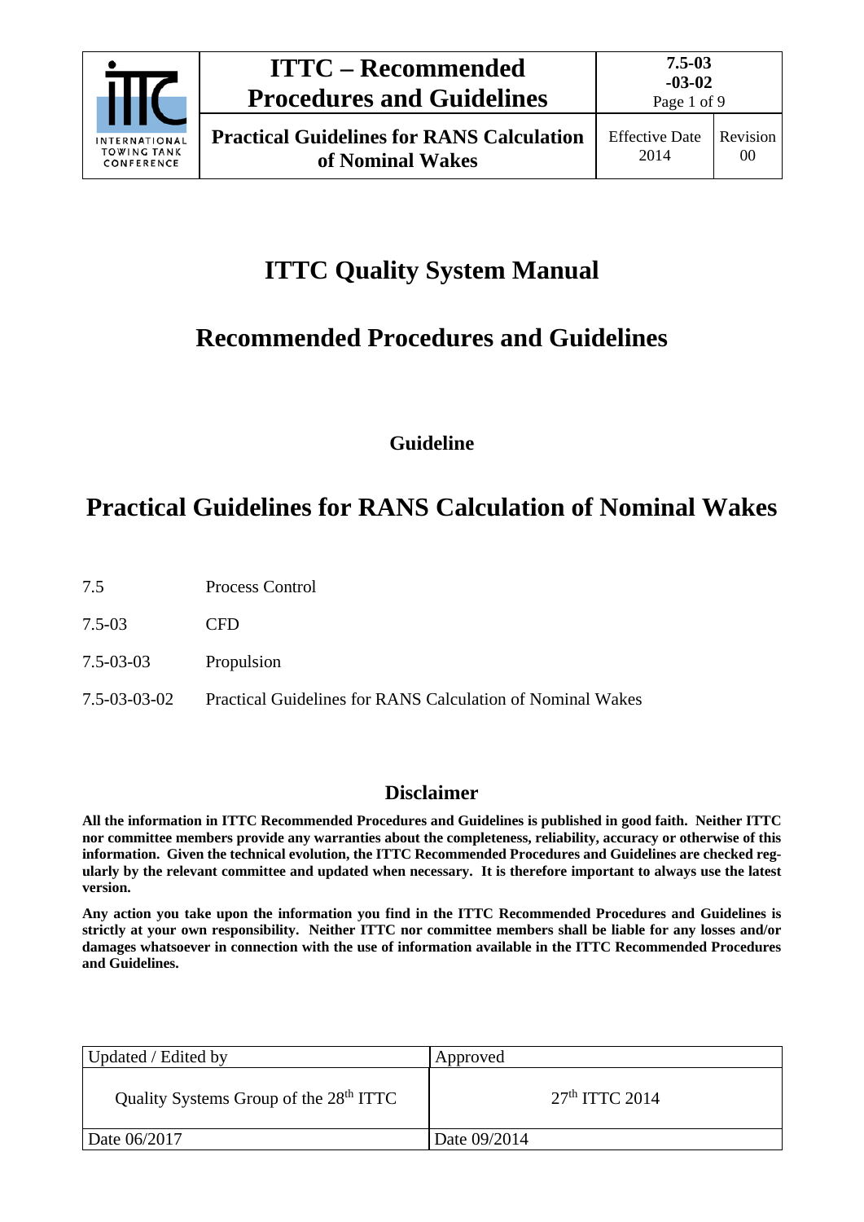# ITTC Quality System Manual

## Recommended Procedures and Guidelines

### Guideline

# Practical Guidelines for RANS Calculation of Nominal Wakes

| | |
|---|---|
| 7.5 | Process Control |
| 7.5-03 | CFD |
| 7.5-03-03 | Propulsion |
| 7.5-03-03-02 | Practical Guidelines for RANS Calculation of Nominal Wakes |

## Disclaimer

**All the information in ITTC Recommended Procedures and Guidelines is published in good faith. Neither ITTC nor committee members provide any warranties about the completeness, reliability, accuracy or otherwise of this information. Given the technical evolution, the ITTC Recommended Procedures and Guidelines are checked regularly by the relevant committee and updated when necessary. It is therefore important to always use the latest version.**

**Any action you take upon the information you find in the ITTC Recommended Procedures and Guidelines is strictly at your own responsibility. Neither ITTC nor committee members shall be liable for any losses and/or damages whatsoever in connection with the use of information available in the ITTC Recommended Procedures and Guidelines.**

| Updated / Edited by | Approved |
|---|---|
| Quality Systems Group of the 28th ITTC | 27th ITTC 2014 |
| Date 06/2017 | Date 09/2014 |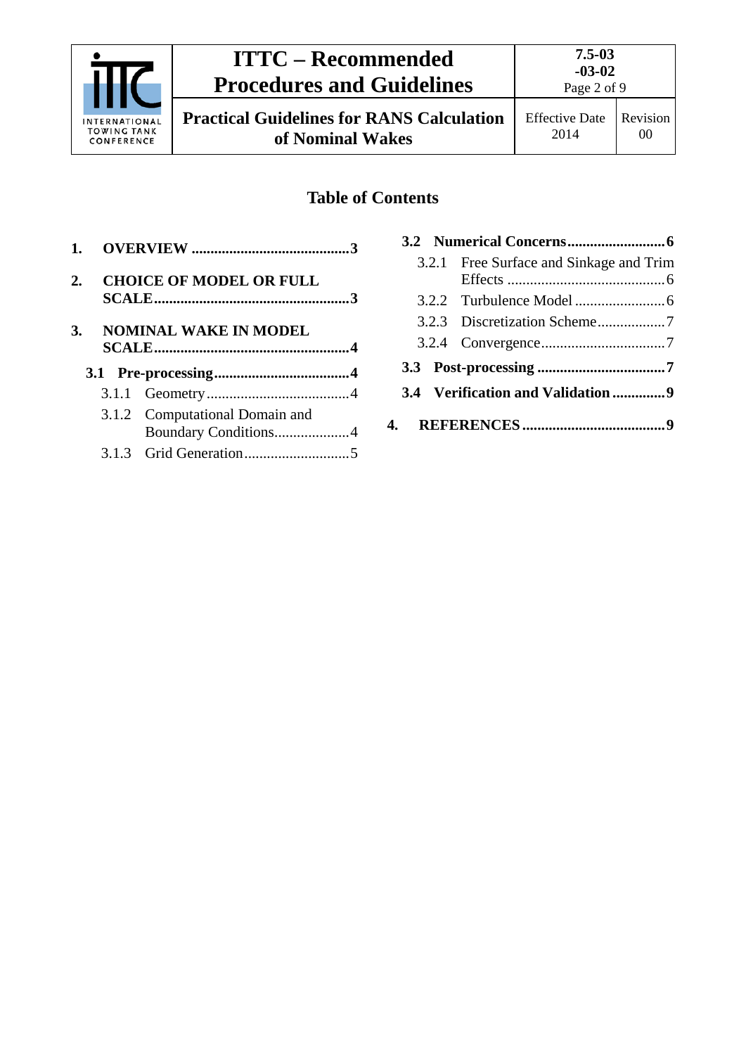## Table of Contents

**1. OVERVIEW .......................................... 3**

**2. CHOICE OF MODEL OR FULL SCALE .................................................. 3**

**3. NOMINAL WAKE IN MODEL SCALE .................................................. 4**

**3.1 Pre-processing .................................. 4**

3.1.1 Geometry ...................................... 4

3.1.2 Computational Domain and Boundary Conditions .................... 4

3.1.3 Grid Generation ............................ 5

**3.2 Numerical Concerns ......................... 6**

3.2.1 Free Surface and Sinkage and Trim Effects ......................................... 6

3.2.2 Turbulence Model ........................ 6

3.2.3 Discretization Scheme .................. 7

3.2.4 Convergence ................................. 7

**3.3 Post-processing .................................. 7**

**3.4 Verification and Validation ............. 9**

**4. REFERENCES ...................................... 9**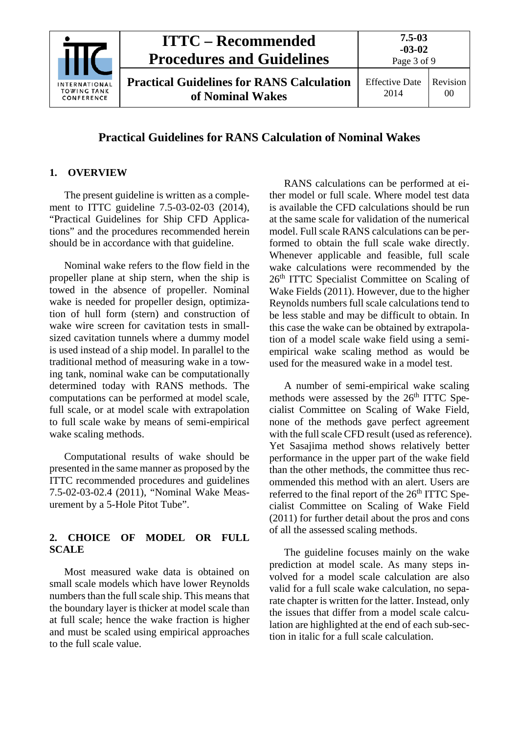# Practical Guidelines for RANS Calculation of Nominal Wakes

## 1. OVERVIEW

The present guideline is written as a complement to ITTC guideline 7.5-03-02-03 (2014), "Practical Guidelines for Ship CFD Applications" and the procedures recommended herein should be in accordance with that guideline.

Nominal wake refers to the flow field in the propeller plane at ship stern, when the ship is towed in the absence of propeller. Nominal wake is needed for propeller design, optimization of hull form (stern) and construction of wake wire screen for cavitation tests in small-sized cavitation tunnels where a dummy model is used instead of a ship model. In parallel to the traditional method of measuring wake in a towing tank, nominal wake can be computationally determined today with RANS methods. The computations can be performed at model scale, full scale, or at model scale with extrapolation to full scale wake by means of semi-empirical wake scaling methods.

Computational results of wake should be presented in the same manner as proposed by the ITTC recommended procedures and guidelines 7.5-02-03-02.4 (2011), "Nominal Wake Measurement by a 5-Hole Pitot Tube".

## 2. CHOICE OF MODEL OR FULL SCALE

Most measured wake data is obtained on small scale models which have lower Reynolds numbers than the full scale ship. This means that the boundary layer is thicker at model scale than at full scale; hence the wake fraction is higher and must be scaled using empirical approaches to the full scale value.

RANS calculations can be performed at either model or full scale. Where model test data is available the CFD calculations should be run at the same scale for validation of the numerical model. Full scale RANS calculations can be performed to obtain the full scale wake directly. Whenever applicable and feasible, full scale wake calculations were recommended by the 26th ITTC Specialist Committee on Scaling of Wake Fields (2011). However, due to the higher Reynolds numbers full scale calculations tend to be less stable and may be difficult to obtain. In this case the wake can be obtained by extrapolation of a model scale wake field using a semi-empirical wake scaling method as would be used for the measured wake in a model test.

A number of semi-empirical wake scaling methods were assessed by the 26th ITTC Specialist Committee on Scaling of Wake Field, none of the methods gave perfect agreement with the full scale CFD result (used as reference). Yet Sasajima method shows relatively better performance in the upper part of the wake field than the other methods, the committee thus recommended this method with an alert. Users are referred to the final report of the 26th ITTC Specialist Committee on Scaling of Wake Field (2011) for further detail about the pros and cons of all the assessed scaling methods.

The guideline focuses mainly on the wake prediction at model scale. As many steps involved for a model scale calculation are also valid for a full scale wake calculation, no separate chapter is written for the latter. Instead, only the issues that differ from a model scale calculation are highlighted at the end of each sub-section in italic for a full scale calculation.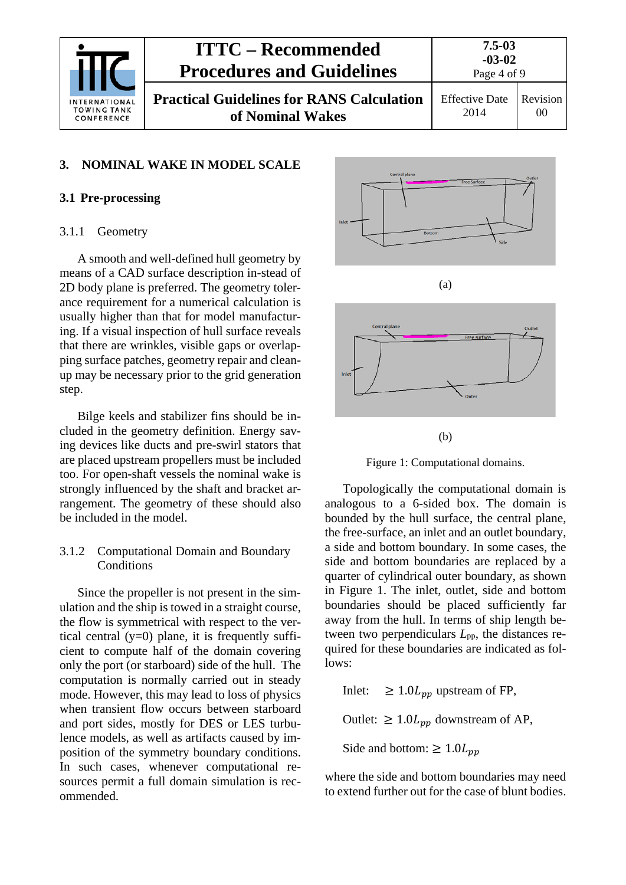## 3. NOMINAL WAKE IN MODEL SCALE

### 3.1 Pre-processing

#### 3.1.1 Geometry

A smooth and well-defined hull geometry by means of a CAD surface description in-stead of 2D body plane is preferred. The geometry tolerance requirement for a numerical calculation is usually higher than that for model manufacturing. If a visual inspection of hull surface reveals that there are wrinkles, visible gaps or overlapping surface patches, geometry repair and clean-up may be necessary prior to the grid generation step.

Bilge keels and stabilizer fins should be included in the geometry definition. Energy saving devices like ducts and pre-swirl stators that are placed upstream propellers must be included too. For open-shaft vessels the nominal wake is strongly influenced by the shaft and bracket arrangement. The geometry of these should also be included in the model.

#### 3.1.2 Computational Domain and Boundary Conditions

Since the propeller is not present in the simulation and the ship is towed in a straight course, the flow is symmetrical with respect to the vertical central (y=0) plane, it is frequently sufficient to compute half of the domain covering only the port (or starboard) side of the hull. The computation is normally carried out in steady mode. However, this may lead to loss of physics when transient flow occurs between starboard and port sides, mostly for DES or LES turbulence models, as well as artifacts caused by imposition of the symmetry boundary conditions. In such cases, whenever computational resources permit a full domain simulation is recommended.

(a)

(b)

Figure 1: Computational domains.

Topologically the computational domain is analogous to a 6-sided box. The domain is bounded by the hull surface, the central plane, the free-surface, an inlet and an outlet boundary, a side and bottom boundary. In some cases, the side and bottom boundaries are replaced by a quarter of cylindrical outer boundary, as shown in Figure 1. The inlet, outlet, side and bottom boundaries should be placed sufficiently far away from the hull. In terms of ship length between two perpendiculars $L_{pp}$, the distances required for these boundaries are indicated as follows:

Inlet: $\geq 1.0L_{pp}$ upstream of FP,

Outlet: $\geq 1.0L_{pp}$ downstream of AP,

Side and bottom: $\geq 1.0L_{pp}$

where the side and bottom boundaries may need to extend further out for the case of blunt bodies.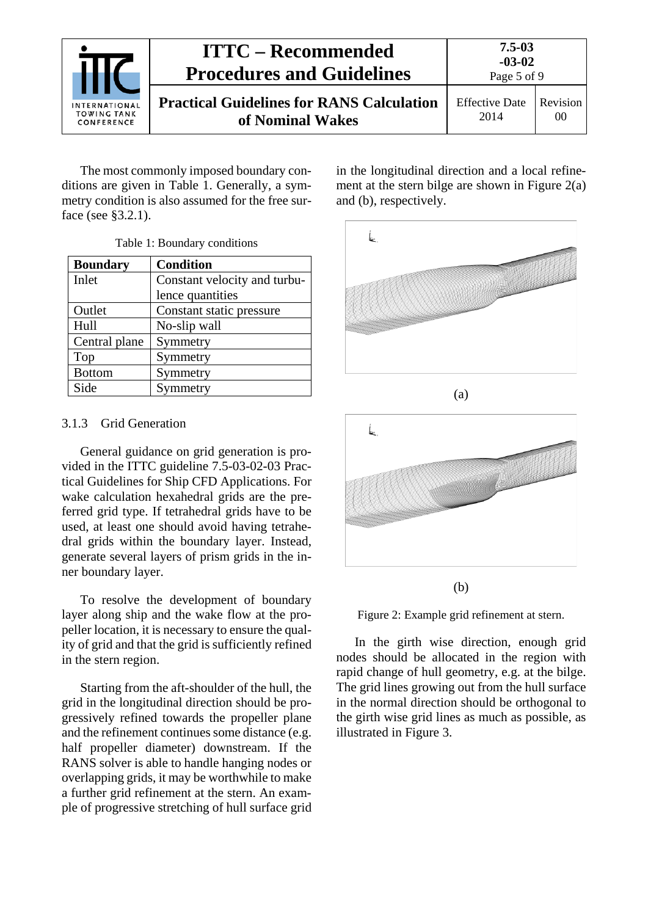The most commonly imposed boundary conditions are given in Table 1. Generally, a symmetry condition is also assumed for the free surface (see §3.2.1).

Table 1: Boundary conditions

| Boundary | Condition |
|---|---|
| Inlet | Constant velocity and turbulence quantities |
| Outlet | Constant static pressure |
| Hull | No-slip wall |
| Central plane | Symmetry |
| Top | Symmetry |
| Bottom | Symmetry |
| Side | Symmetry |

### 3.1.3 Grid Generation

General guidance on grid generation is provided in the ITTC guideline 7.5-03-02-03 Practical Guidelines for Ship CFD Applications. For wake calculation hexahedral grids are the preferred grid type. If tetrahedral grids have to be used, at least one should avoid having tetrahedral grids within the boundary layer. Instead, generate several layers of prism grids in the inner boundary layer.

To resolve the development of boundary layer along ship and the wake flow at the propeller location, it is necessary to ensure the quality of grid and that the grid is sufficiently refined in the stern region.

Starting from the aft-shoulder of the hull, the grid in the longitudinal direction should be progressively refined towards the propeller plane and the refinement continues some distance (e.g. half propeller diameter) downstream. If the RANS solver is able to handle hanging nodes or overlapping grids, it may be worthwhile to make a further grid refinement at the stern. An example of progressive stretching of hull surface grid in the longitudinal direction and a local refinement at the stern bilge are shown in Figure 2(a) and (b), respectively.

(a)

(b)

Figure 2: Example grid refinement at stern.

In the girth wise direction, enough grid nodes should be allocated in the region with rapid change of hull geometry, e.g. at the bilge. The grid lines growing out from the hull surface in the normal direction should be orthogonal to the girth wise grid lines as much as possible, as illustrated in Figure 3.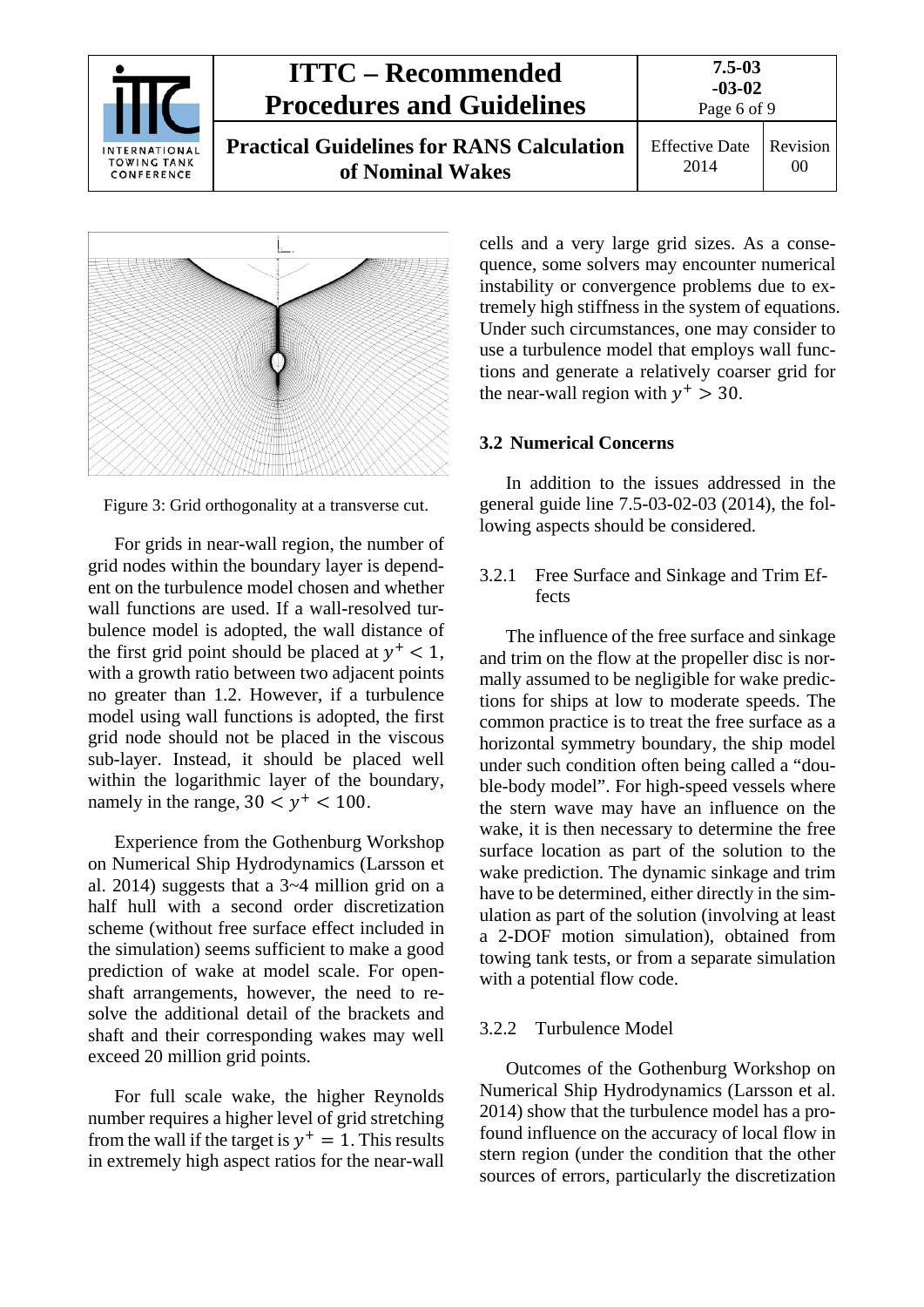Figure 3: Grid orthogonality at a transverse cut.

For grids in near-wall region, the number of grid nodes within the boundary layer is dependent on the turbulence model chosen and whether wall functions are used. If a wall-resolved turbulence model is adopted, the wall distance of the first grid point should be placed at $y^+ < 1$, with a growth ratio between two adjacent points no greater than 1.2. However, if a turbulence model using wall functions is adopted, the first grid node should not be placed in the viscous sub-layer. Instead, it should be placed well within the logarithmic layer of the boundary, namely in the range, $30 < y^+ < 100$.

Experience from the Gothenburg Workshop on Numerical Ship Hydrodynamics (Larsson et al. 2014) suggests that a 3~4 million grid on a half hull with a second order discretization scheme (without free surface effect included in the simulation) seems sufficient to make a good prediction of wake at model scale. For open-shaft arrangements, however, the need to resolve the additional detail of the brackets and shaft and their corresponding wakes may well exceed 20 million grid points.

For full scale wake, the higher Reynolds number requires a higher level of grid stretching from the wall if the target is $y^+ = 1$. This results in extremely high aspect ratios for the near-wall cells and a very large grid sizes. As a consequence, some solvers may encounter numerical instability or convergence problems due to extremely high stiffness in the system of equations. Under such circumstances, one may consider to use a turbulence model that employs wall functions and generate a relatively coarser grid for the near-wall region with $y^+ > 30$.

## 3.2 Numerical Concerns

In addition to the issues addressed in the general guide line 7.5-03-02-03 (2014), the following aspects should be considered.

### 3.2.1 Free Surface and Sinkage and Trim Effects

The influence of the free surface and sinkage and trim on the flow at the propeller disc is normally assumed to be negligible for wake predictions for ships at low to moderate speeds. The common practice is to treat the free surface as a horizontal symmetry boundary, the ship model under such condition often being called a "double-body model". For high-speed vessels where the stern wave may have an influence on the wake, it is then necessary to determine the free surface location as part of the solution to the wake prediction. The dynamic sinkage and trim have to be determined, either directly in the simulation as part of the solution (involving at least a 2-DOF motion simulation), obtained from towing tank tests, or from a separate simulation with a potential flow code.

### 3.2.2 Turbulence Model

Outcomes of the Gothenburg Workshop on Numerical Ship Hydrodynamics (Larsson et al. 2014) show that the turbulence model has a profound influence on the accuracy of local flow in stern region (under the condition that the other sources of errors, particularly the discretization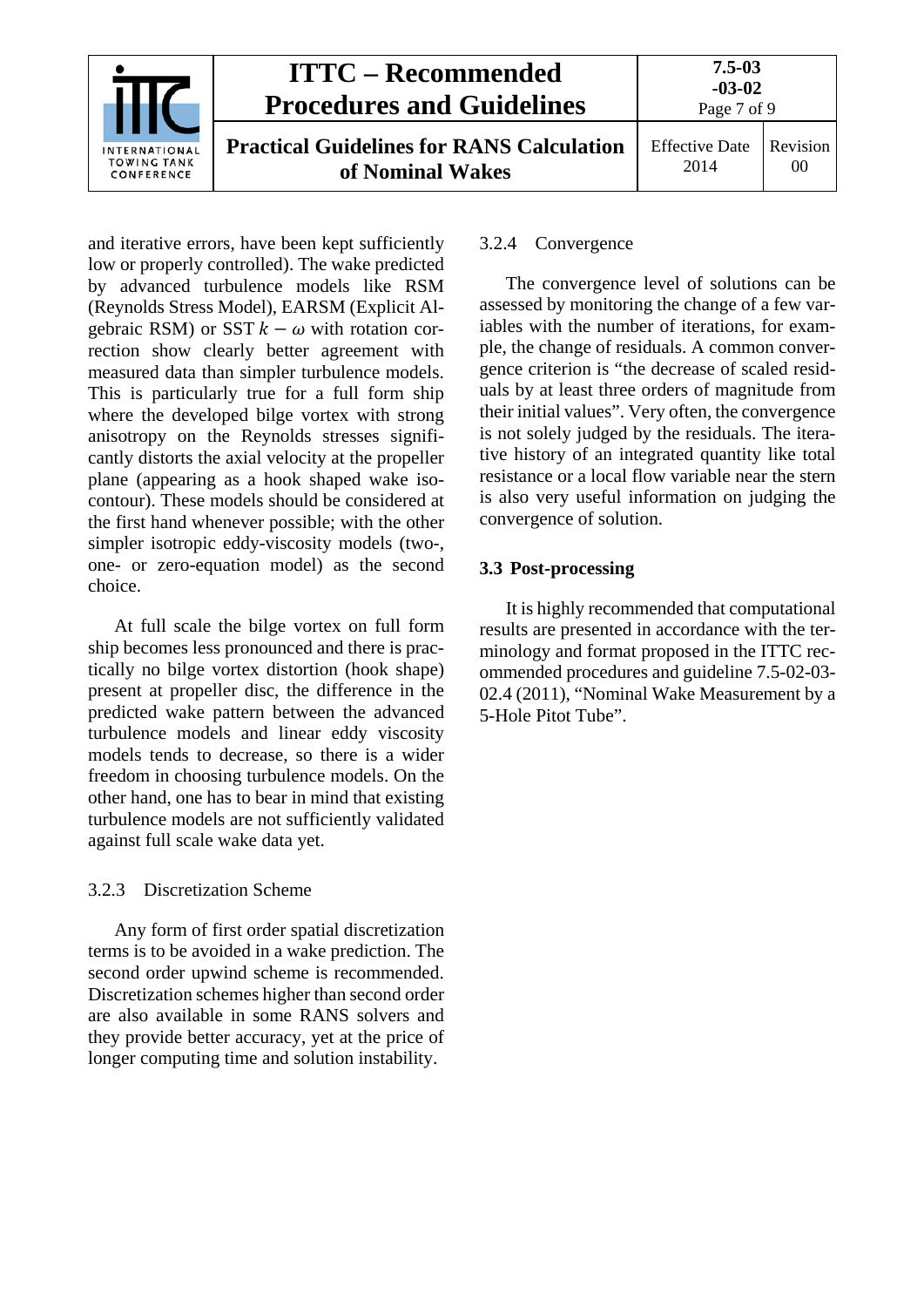and iterative errors, have been kept sufficiently low or properly controlled). The wake predicted by advanced turbulence models like RSM (Reynolds Stress Model), EARSM (Explicit Algebraic RSM) or SST $k-\omega$ with rotation correction show clearly better agreement with measured data than simpler turbulence models. This is particularly true for a full form ship where the developed bilge vortex with strong anisotropy on the Reynolds stresses significantly distorts the axial velocity at the propeller plane (appearing as a hook shaped wake isocontour). These models should be considered at the first hand whenever possible; with the other simpler isotropic eddy-viscosity models (two-, one- or zero-equation model) as the second choice.

At full scale the bilge vortex on full form ship becomes less pronounced and there is practically no bilge vortex distortion (hook shape) present at propeller disc, the difference in the predicted wake pattern between the advanced turbulence models and linear eddy viscosity models tends to decrease, so there is a wider freedom in choosing turbulence models. On the other hand, one has to bear in mind that existing turbulence models are not sufficiently validated against full scale wake data yet.

#### 3.2.3 Discretization Scheme

Any form of first order spatial discretization terms is to be avoided in a wake prediction. The second order upwind scheme is recommended. Discretization schemes higher than second order are also available in some RANS solvers and they provide better accuracy, yet at the price of longer computing time and solution instability.

#### 3.2.4 Convergence

The convergence level of solutions can be assessed by monitoring the change of a few variables with the number of iterations, for example, the change of residuals. A common convergence criterion is "the decrease of scaled residuals by at least three orders of magnitude from their initial values". Very often, the convergence is not solely judged by the residuals. The iterative history of an integrated quantity like total resistance or a local flow variable near the stern is also very useful information on judging the convergence of solution.

### 3.3 Post-processing

It is highly recommended that computational results are presented in accordance with the terminology and format proposed in the ITTC recommended procedures and guideline 7.5-02-03-02.4 (2011), "Nominal Wake Measurement by a 5-Hole Pitot Tube".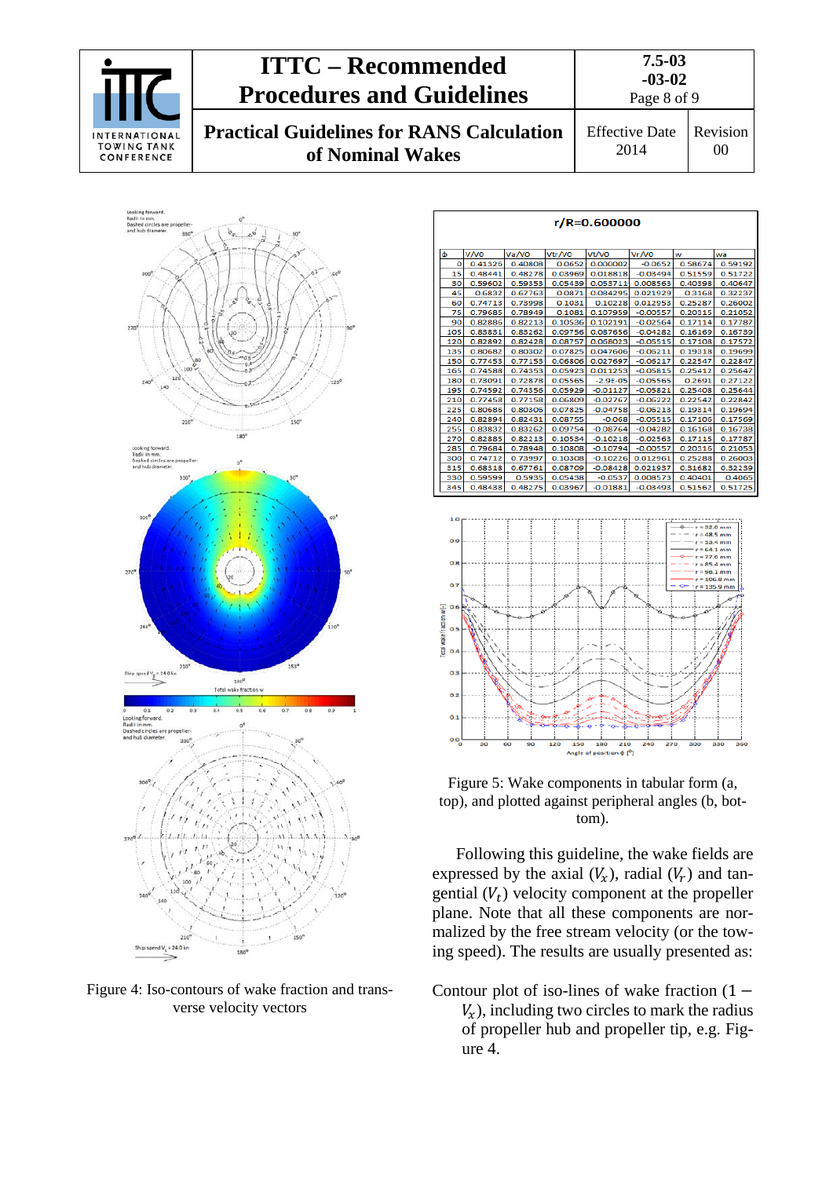| r/R=0.600000 | | | | | | | |
|---|---|---|---|---|---|---|---|
| ϕ | V/V0 | Va/V0 | Vr/V0 | Vt/V0 | Vr/V0 | w | wa |
| 0 | 0.41326 | 0.40808 | 0.0652 | 0.000002 | -0.0652 | 0.58674 | 0.59192 |
| 15 | 0.48441 | 0.48278 | 0.03969 | 0.018818 | -0.03494 | 0.51559 | 0.51722 |
| 30 | 0.59602 | 0.59353 | 0.05439 | 0.053711 | 0.008563 | 0.40398 | 0.40647 |
| 45 | 0.6832 | 0.67763 | 0.0871 | 0.084295 | 0.021929 | 0.3168 | 0.32237 |
| 60 | 0.74713 | 0.73998 | 0.1031 | 0.10228 | 0.012953 | 0.25287 | 0.26002 |
| 75 | 0.79685 | 0.78949 | 0.1081 | 0.107959 | -0.00557 | 0.20315 | 0.21052 |
| 90 | 0.82886 | 0.82213 | 0.10536 | 0.102191 | -0.02564 | 0.17114 | 0.17787 |
| 105 | 0.83831 | 0.83262 | 0.09756 | 0.087656 | -0.04282 | 0.16169 | 0.16739 |
| 120 | 0.82892 | 0.82428 | 0.08757 | 0.068025 | -0.05515 | 0.17108 | 0.17572 |
| 135 | 0.80682 | 0.80302 | 0.07825 | 0.047606 | -0.06211 | 0.19318 | 0.19699 |
| 150 | 0.77453 | 0.77153 | 0.06806 | 0.027697 | -0.06217 | 0.22547 | 0.22847 |
| 165 | 0.74588 | 0.74353 | 0.05923 | 0.011253 | -0.05815 | 0.25412 | 0.25647 |
| 180 | 0.73091 | 0.72878 | 0.05565 | -2.9E-05 | -0.05565 | 0.2691 | 0.27122 |
| 195 | 0.74592 | 0.74356 | 0.05929 | -0.01127 | -0.05821 | 0.25408 | 0.25644 |
| 210 | 0.77458 | 0.77158 | 0.06809 | -0.02767 | -0.06222 | 0.22542 | 0.22842 |
| 225 | 0.80686 | 0.80306 | 0.07825 | -0.04758 | -0.06213 | 0.19314 | 0.19694 |
| 240 | 0.82894 | 0.82431 | 0.08755 | -0.068 | -0.05515 | 0.17106 | 0.17569 |
| 255 | 0.83832 | 0.83262 | 0.09754 | -0.08764 | -0.04282 | 0.16168 | 0.16738 |
| 270 | 0.82885 | 0.82213 | 0.10534 | -0.10218 | -0.02563 | 0.17115 | 0.17787 |
| 285 | 0.79684 | 0.78948 | 0.10808 | -0.10794 | -0.00557 | 0.20316 | 0.21053 |
| 300 | 0.74712 | 0.73997 | 0.10308 | -0.10226 | 0.012961 | 0.25288 | 0.26003 |
| 315 | 0.68318 | 0.67761 | 0.08709 | -0.08428 | 0.021937 | 0.31682 | 0.32239 |
| 330 | 0.59599 | 0.5935 | 0.05438 | -0.0537 | 0.008573 | 0.40401 | 0.4065 |
| 345 | 0.48438 | 0.48275 | 0.03967 | -0.01881 | -0.03493 | 0.51562 | 0.51725 |

Figure 4: Iso-contours of wake fraction and transverse velocity vectors

Figure 5: Wake components in tabular form (a, top), and plotted against peripheral angles (b, bottom).

Following this guideline, the wake fields are expressed by the axial ($V_x$), radial ($V_r$) and tangential ($V_t$) velocity component at the propeller plane. Note that all these components are normalized by the free stream velocity (or the towing speed). The results are usually presented as:

Contour plot of iso-lines of wake fraction ($1 - V_x$), including two circles to mark the radius of propeller hub and propeller tip, e.g. Figure 4.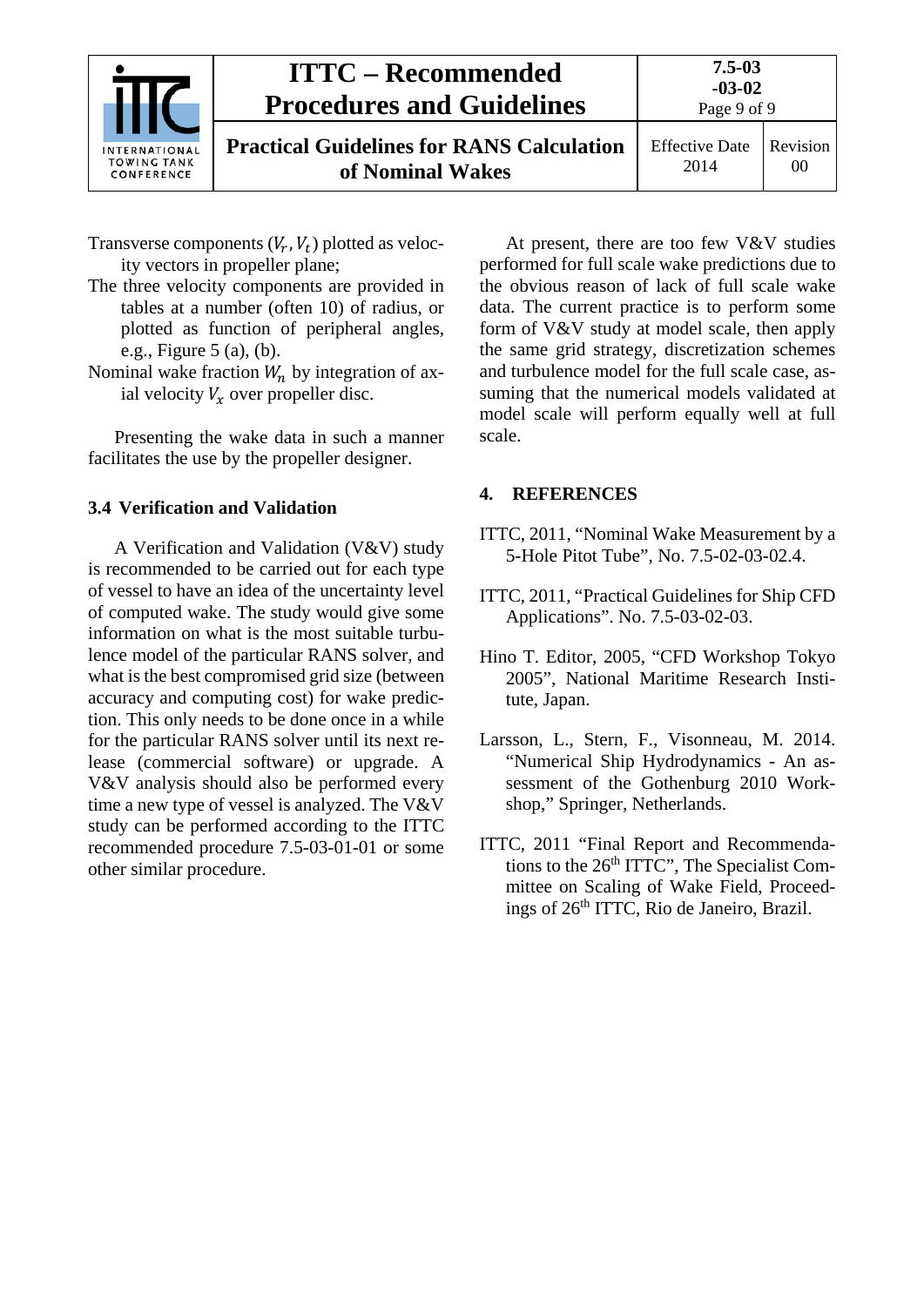Transverse components ($V_r, V_t$) plotted as velocity vectors in propeller plane;

The three velocity components are provided in tables at a number (often 10) of radius, or plotted as function of peripheral angles, e.g., Figure 5 (a), (b).

Nominal wake fraction $W_n$ by integration of axial velocity $V_x$ over propeller disc.

Presenting the wake data in such a manner facilitates the use by the propeller designer.

### 3.4 Verification and Validation

A Verification and Validation (V&V) study is recommended to be carried out for each type of vessel to have an idea of the uncertainty level of computed wake. The study would give some information on what is the most suitable turbulence model of the particular RANS solver, and what is the best compromised grid size (between accuracy and computing cost) for wake prediction. This only needs to be done once in a while for the particular RANS solver until its next release (commercial software) or upgrade. A V&V analysis should also be performed every time a new type of vessel is analyzed. The V&V study can be performed according to the ITTC recommended procedure 7.5-03-01-01 or some other similar procedure.

At present, there are too few V&V studies performed for full scale wake predictions due to the obvious reason of lack of full scale wake data. The current practice is to perform some form of V&V study at model scale, then apply the same grid strategy, discretization schemes and turbulence model for the full scale case, assuming that the numerical models validated at model scale will perform equally well at full scale.

## 4. REFERENCES

ITTC, 2011, "Nominal Wake Measurement by a 5-Hole Pitot Tube", No. 7.5-02-03-02.4.

ITTC, 2011, "Practical Guidelines for Ship CFD Applications". No. 7.5-03-02-03.

Hino T. Editor, 2005, "CFD Workshop Tokyo 2005", National Maritime Research Institute, Japan.

Larsson, L., Stern, F., Visonneau, M. 2014. "Numerical Ship Hydrodynamics - An assessment of the Gothenburg 2010 Workshop," Springer, Netherlands.

ITTC, 2011 "Final Report and Recommendations to the 26th ITTC", The Specialist Committee on Scaling of Wake Field, Proceedings of 26th ITTC, Rio de Janeiro, Brazil.